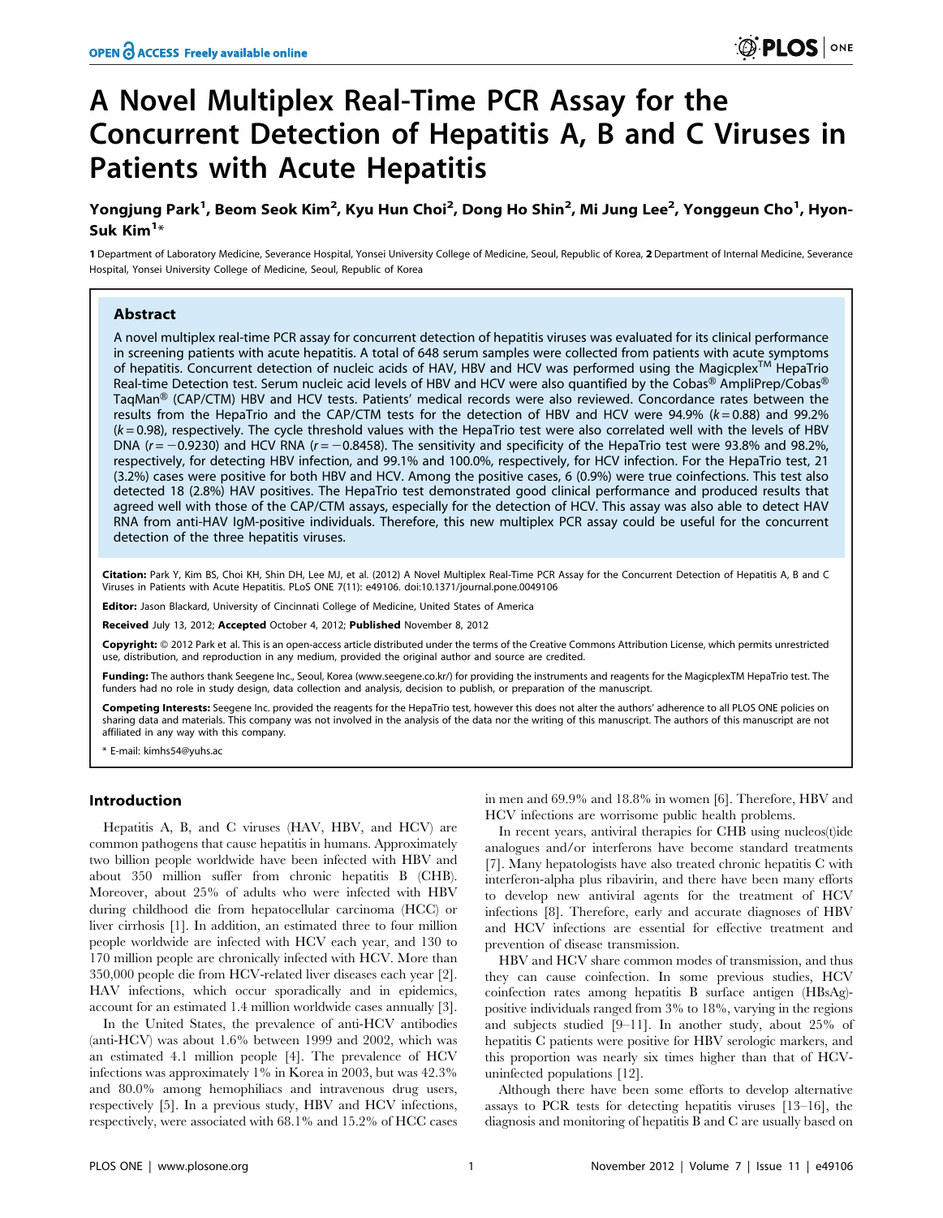# A Novel Multiplex Real-Time PCR Assay for the Concurrent Detection of Hepatitis A, B and C Viruses in Patients with Acute Hepatitis

**Yongjung Park[1], Beom Seok Kim[2], Kyu Hun Choi[2], Dong Ho Shin[2], Mi Jung Lee[2], Yonggeun Cho[1], Hyon-Suk Kim[1]***

1 Department of Laboratory Medicine, Severance Hospital, Yonsei University College of Medicine, Seoul, Republic of Korea, 2 Department of Internal Medicine, Severance Hospital, Yonsei University College of Medicine, Seoul, Republic of Korea

## Abstract

A novel multiplex real-time PCR assay for concurrent detection of hepatitis viruses was evaluated for its clinical performance in screening patients with acute hepatitis. A total of 648 serum samples were collected from patients with acute symptoms of hepatitis. Concurrent detection of nucleic acids of HAV, HBV and HCV was performed using the Magicplex™ HepaTrio Real-time Detection test. Serum nucleic acid levels of HBV and HCV were also quantified by the Cobas® AmpliPrep/Cobas® TaqMan® (CAP/CTM) HBV and HCV tests. Patients' medical records were also reviewed. Concordance rates between the results from the HepaTrio and the CAP/CTM tests for the detection of HBV and HCV were 94.9% ($k = 0.88$) and 99.2% ($k = 0.98$), respectively. The cycle threshold values with the HepaTrio test were also correlated well with the levels of HBV DNA ($r = -0.9230$) and HCV RNA ($r = -0.8458$). The sensitivity and specificity of the HepaTrio test were 93.8% and 98.2%, respectively, for detecting HBV infection, and 99.1% and 100.0%, respectively, for HCV infection. For the HepaTrio test, 21 (3.2%) cases were positive for both HBV and HCV. Among the positive cases, 6 (0.9%) were true coinfections. This test also detected 18 (2.8%) HAV positives. The HepaTrio test demonstrated good clinical performance and produced results that agreed well with those of the CAP/CTM assays, especially for the detection of HCV. This assay was also able to detect HAV RNA from anti-HAV IgM-positive individuals. Therefore, this new multiplex PCR assay could be useful for the concurrent detection of the three hepatitis viruses.

**Citation:** Park Y, Kim BS, Choi KH, Shin DH, Lee MJ, et al. (2012) A Novel Multiplex Real-Time PCR Assay for the Concurrent Detection of Hepatitis A, B and C Viruses in Patients with Acute Hepatitis. PLoS ONE 7(11): e49106. doi:10.1371/journal.pone.0049106

**Editor:** Jason Blackard, University of Cincinnati College of Medicine, United States of America

**Received** July 13, 2012; **Accepted** October 4, 2012; **Published** November 8, 2012

**Copyright:** © 2012 Park et al. This is an open-access article distributed under the terms of the Creative Commons Attribution License, which permits unrestricted use, distribution, and reproduction in any medium, provided the original author and source are credited.

**Funding:** The authors thank Seegene Inc., Seoul, Korea (www.seegene.co.kr/) for providing the instruments and reagents for the MagicplexTM HepaTrio test. The funders had no role in study design, data collection and analysis, decision to publish, or preparation of the manuscript.

**Competing Interests:** Seegene Inc. provided the reagents for the HepaTrio test, however this does not alter the authors' adherence to all PLOS ONE policies on sharing data and materials. This company was not involved in the analysis of the data nor the writing of this manuscript. The authors of this manuscript are not affiliated in any way with this company.

\* E-mail: kimhs54@yuhs.ac

## Introduction

Hepatitis A, B, and C viruses (HAV, HBV, and HCV) are common pathogens that cause hepatitis in humans. Approximately two billion people worldwide have been infected with HBV and about 350 million suffer from chronic hepatitis B (CHB). Moreover, about 25% of adults who were infected with HBV during childhood die from hepatocellular carcinoma (HCC) or liver cirrhosis [1]. In addition, an estimated three to four million people worldwide are infected with HCV each year, and 130 to 170 million people are chronically infected with HCV. More than 350,000 people die from HCV-related liver diseases each year [2]. HAV infections, which occur sporadically and in epidemics, account for an estimated 1.4 million worldwide cases annually [3].

In the United States, the prevalence of anti-HCV antibodies (anti-HCV) was about 1.6% between 1999 and 2002, which was an estimated 4.1 million people [4]. The prevalence of HCV infections was approximately 1% in Korea in 2003, but was 42.3% and 80.0% among hemophiliacs and intravenous drug users, respectively [5]. In a previous study, HBV and HCV infections, respectively, were associated with 68.1% and 15.2% of HCC cases in men and 69.9% and 18.8% in women [6]. Therefore, HBV and HCV infections are worrisome public health problems.

In recent years, antiviral therapies for CHB using nucleos(t)ide analogues and/or interferons have become standard treatments [7]. Many hepatologists have also treated chronic hepatitis C with interferon-alpha plus ribavirin, and there have been many efforts to develop new antiviral agents for the treatment of HCV infections [8]. Therefore, early and accurate diagnoses of HBV and HCV infections are essential for effective treatment and prevention of disease transmission.

HBV and HCV share common modes of transmission, and thus they can cause coinfection. In some previous studies, HCV coinfection rates among hepatitis B surface antigen (HBsAg)-positive individuals ranged from 3% to 18%, varying in the regions and subjects studied [9–11]. In another study, about 25% of hepatitis C patients were positive for HBV serologic markers, and this proportion was nearly six times higher than that of HCV-uninfected populations [12].

Although there have been some efforts to develop alternative assays to PCR tests for detecting hepatitis viruses [13–16], the diagnosis and monitoring of hepatitis B and C are usually based on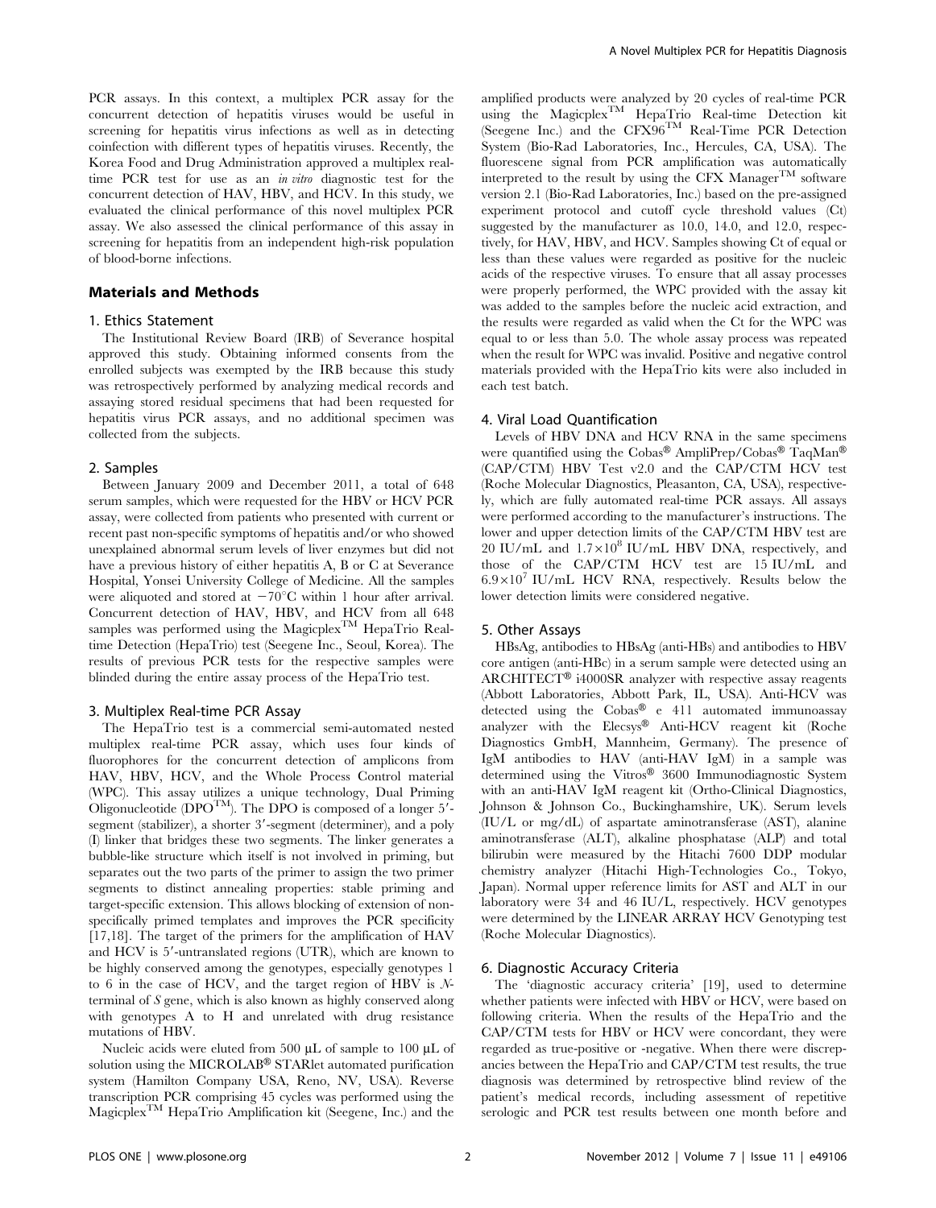PCR assays. In this context, a multiplex PCR assay for the concurrent detection of hepatitis viruses would be useful in screening for hepatitis virus infections as well as in detecting coinfection with different types of hepatitis viruses. Recently, the Korea Food and Drug Administration approved a multiplex real-time PCR test for use as an *in vitro* diagnostic test for the concurrent detection of HAV, HBV, and HCV. In this study, we evaluated the clinical performance of this novel multiplex PCR assay. We also assessed the clinical performance of this assay in screening for hepatitis from an independent high-risk population of blood-borne infections.

## Materials and Methods

### 1. Ethics Statement

The Institutional Review Board (IRB) of Severance hospital approved this study. Obtaining informed consents from the enrolled subjects was exempted by the IRB because this study was retrospectively performed by analyzing medical records and assaying stored residual specimens that had been requested for hepatitis virus PCR assays, and no additional specimen was collected from the subjects.

### 2. Samples

Between January 2009 and December 2011, a total of 648 serum samples, which were requested for the HBV or HCV PCR assay, were collected from patients who presented with current or recent past non-specific symptoms of hepatitis and/or who showed unexplained abnormal serum levels of liver enzymes but did not have a previous history of either hepatitis A, B or C at Severance Hospital, Yonsei University College of Medicine. All the samples were aliquoted and stored at $-70^{\circ}$C within 1 hour after arrival. Concurrent detection of HAV, HBV, and HCV from all 648 samples was performed using the Magicplex™ HepaTrio Real-time Detection (HepaTrio) test (Seegene Inc., Seoul, Korea). The results of previous PCR tests for the respective samples were blinded during the entire assay process of the HepaTrio test.

### 3. Multiplex Real-time PCR Assay

The HepaTrio test is a commercial semi-automated nested multiplex real-time PCR assay, which uses four kinds of fluorophores for the concurrent detection of amplicons from HAV, HBV, HCV, and the Whole Process Control material (WPC). This assay utilizes a unique technology, Dual Priming Oligonucleotide (DPO™). The DPO is composed of a longer 5′-segment (stabilizer), a shorter 3′-segment (determiner), and a poly (I) linker that bridges these two segments. The linker generates a bubble-like structure which itself is not involved in priming, but separates out the two parts of the primer to assign the two primer segments to distinct annealing properties: stable priming and target-specific extension. This allows blocking of extension of non-specifically primed templates and improves the PCR specificity [17,18]. The target of the primers for the amplification of HAV and HCV is 5′-untranslated regions (UTR), which are known to be highly conserved among the genotypes, especially genotypes 1 to 6 in the case of HCV, and the target region of HBV is *N*-terminal of *S* gene, which is also known as highly conserved along with genotypes A to H and unrelated with drug resistance mutations of HBV.

Nucleic acids were eluted from 500 µL of sample to 100 µL of solution using the MICROLAB® STARlet automated purification system (Hamilton Company USA, Reno, NV, USA). Reverse transcription PCR comprising 45 cycles was performed using the Magicplex™ HepaTrio Amplification kit (Seegene, Inc.) and the amplified products were analyzed by 20 cycles of real-time PCR using the Magicplex™ HepaTrio Real-time Detection kit (Seegene Inc.) and the CFX96™ Real-Time PCR Detection System (Bio-Rad Laboratories, Inc., Hercules, CA, USA). The fluorescene signal from PCR amplification was automatically interpreted to the result by using the CFX Manager™ software version 2.1 (Bio-Rad Laboratories, Inc.) based on the pre-assigned experiment protocol and cutoff cycle threshold values (Ct) suggested by the manufacturer as 10.0, 14.0, and 12.0, respectively, for HAV, HBV, and HCV. Samples showing Ct of equal or less than these values were regarded as positive for the nucleic acids of the respective viruses. To ensure that all assay processes were properly performed, the WPC provided with the assay kit was added to the samples before the nucleic acid extraction, and the results were regarded as valid when the Ct for the WPC was equal to or less than 5.0. The whole assay process was repeated when the result for WPC was invalid. Positive and negative control materials provided with the HepaTrio kits were also included in each test batch.

### 4. Viral Load Quantification

Levels of HBV DNA and HCV RNA in the same specimens were quantified using the Cobas® AmpliPrep/Cobas® TaqMan® (CAP/CTM) HBV Test v2.0 and the CAP/CTM HCV test (Roche Molecular Diagnostics, Pleasanton, CA, USA), respectively, which are fully automated real-time PCR assays. All assays were performed according to the manufacturer's instructions. The lower and upper detection limits of the CAP/CTM HBV test are 20 IU/mL and $1.7\times10^{8}$ IU/mL HBV DNA, respectively, and those of the CAP/CTM HCV test are 15 IU/mL and $6.9\times10^{7}$ IU/mL HCV RNA, respectively. Results below the lower detection limits were considered negative.

### 5. Other Assays

HBsAg, antibodies to HBsAg (anti-HBs) and antibodies to HBV core antigen (anti-HBc) in a serum sample were detected using an ARCHITECT® i4000SR analyzer with respective assay reagents (Abbott Laboratories, Abbott Park, IL, USA). Anti-HCV was detected using the Cobas® e 411 automated immunoassay analyzer with the Elecsys® Anti-HCV reagent kit (Roche Diagnostics GmbH, Mannheim, Germany). The presence of IgM antibodies to HAV (anti-HAV IgM) in a sample was determined using the Vitros® 3600 Immunodiagnostic System with an anti-HAV IgM reagent kit (Ortho-Clinical Diagnostics, Johnson & Johnson Co., Buckinghamshire, UK). Serum levels (IU/L or mg/dL) of aspartate aminotransferase (AST), alanine aminotransferase (ALT), alkaline phosphatase (ALP) and total bilirubin were measured by the Hitachi 7600 DDP modular chemistry analyzer (Hitachi High-Technologies Co., Tokyo, Japan). Normal upper reference limits for AST and ALT in our laboratory were 34 and 46 IU/L, respectively. HCV genotypes were determined by the LINEAR ARRAY HCV Genotyping test (Roche Molecular Diagnostics).

### 6. Diagnostic Accuracy Criteria

The 'diagnostic accuracy criteria' [19], used to determine whether patients were infected with HBV or HCV, were based on following criteria. When the results of the HepaTrio and the CAP/CTM tests for HBV or HCV were concordant, they were regarded as true-positive or -negative. When there were discrepancies between the HepaTrio and CAP/CTM test results, the true diagnosis was determined by retrospective blind review of the patient's medical records, including assessment of repetitive serologic and PCR test results between one month before and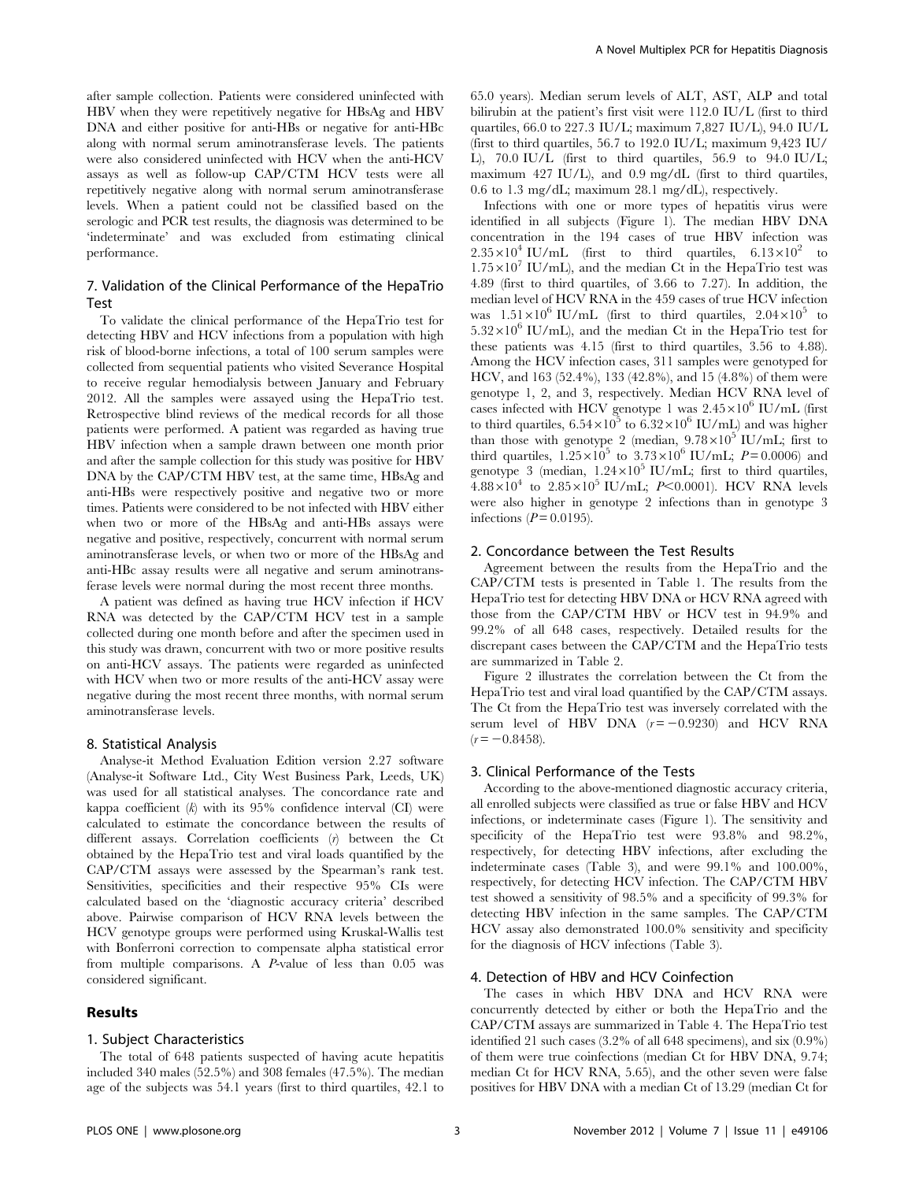after sample collection. Patients were considered uninfected with HBV when they were repetitively negative for HBsAg and HBV DNA and either positive for anti-HBs or negative for anti-HBc along with normal serum aminotransferase levels. The patients were also considered uninfected with HCV when the anti-HCV assays as well as follow-up CAP/CTM HCV tests were all repetitively negative along with normal serum aminotransferase levels. When a patient could not be classified based on the serologic and PCR test results, the diagnosis was determined to be 'indeterminate' and was excluded from estimating clinical performance.

### 7. Validation of the Clinical Performance of the HepaTrio Test

To validate the clinical performance of the HepaTrio test for detecting HBV and HCV infections from a population with high risk of blood-borne infections, a total of 100 serum samples were collected from sequential patients who visited Severance Hospital to receive regular hemodialysis between January and February 2012. All the samples were assayed using the HepaTrio test. Retrospective blind reviews of the medical records for all those patients were performed. A patient was regarded as having true HBV infection when a sample drawn between one month prior and after the sample collection for this study was positive for HBV DNA by the CAP/CTM HBV test, at the same time, HBsAg and anti-HBs were respectively positive and negative two or more times. Patients were considered to be not infected with HBV either when two or more of the HBsAg and anti-HBs assays were negative and positive, respectively, concurrent with normal serum aminotransferase levels, or when two or more of the HBsAg and anti-HBc assay results were all negative and serum aminotransferase levels were normal during the most recent three months.

A patient was defined as having true HCV infection if HCV RNA was detected by the CAP/CTM HCV test in a sample collected during one month before and after the specimen used in this study was drawn, concurrent with two or more positive results on anti-HCV assays. The patients were regarded as uninfected with HCV when two or more results of the anti-HCV assay were negative during the most recent three months, with normal serum aminotransferase levels.

### 8. Statistical Analysis

Analyse-it Method Evaluation Edition version 2.27 software (Analyse-it Software Ltd., City West Business Park, Leeds, UK) was used for all statistical analyses. The concordance rate and kappa coefficient ($k$) with its 95% confidence interval (CI) were calculated to estimate the concordance between the results of different assays. Correlation coefficients ($r$) between the Ct obtained by the HepaTrio test and viral loads quantified by the CAP/CTM assays were assessed by the Spearman's rank test. Sensitivities, specificities and their respective 95% CIs were calculated based on the 'diagnostic accuracy criteria' described above. Pairwise comparison of HCV RNA levels between the HCV genotype groups were performed using Kruskal-Wallis test with Bonferroni correction to compensate alpha statistical error from multiple comparisons. A $P$-value of less than 0.05 was considered significant.

## Results

### 1. Subject Characteristics

The total of 648 patients suspected of having acute hepatitis included 340 males (52.5%) and 308 females (47.5%). The median age of the subjects was 54.1 years (first to third quartiles, 42.1 to 65.0 years). Median serum levels of ALT, AST, ALP and total bilirubin at the patient's first visit were 112.0 IU/L (first to third quartiles, 66.0 to 227.3 IU/L; maximum 7,827 IU/L), 94.0 IU/L (first to third quartiles, 56.7 to 192.0 IU/L; maximum 9,423 IU/L), 70.0 IU/L (first to third quartiles, 56.9 to 94.0 IU/L; maximum 427 IU/L), and 0.9 mg/dL (first to third quartiles, 0.6 to 1.3 mg/dL; maximum 28.1 mg/dL), respectively.

Infections with one or more types of hepatitis virus were identified in all subjects (Figure 1). The median HBV DNA concentration in the 194 cases of true HBV infection was $2.35\times10^4$ IU/mL (first to third quartiles, $6.13\times10^2$ to $1.75\times10^7$ IU/mL), and the median Ct in the HepaTrio test was 4.89 (first to third quartiles, of 3.66 to 7.27). In addition, the median level of HCV RNA in the 459 cases of true HCV infection was $1.51\times10^6$ IU/mL (first to third quartiles, $2.04\times10^5$ to $5.32\times10^6$ IU/mL), and the median Ct in the HepaTrio test for these patients was 4.15 (first to third quartiles, 3.56 to 4.88). Among the HCV infection cases, 311 samples were genotyped for HCV, and 163 (52.4%), 133 (42.8%), and 15 (4.8%) of them were genotype 1, 2, and 3, respectively. Median HCV RNA level of cases infected with HCV genotype 1 was $2.45\times10^6$ IU/mL (first to third quartiles, $6.54\times10^5$ to $6.32\times10^6$ IU/mL) and was higher than those with genotype 2 (median, $9.78\times10^5$ IU/mL; first to third quartiles, $1.25\times10^5$ to $3.73\times10^6$ IU/mL; $P=0.0006$) and genotype 3 (median, $1.24\times10^5$ IU/mL; first to third quartiles, $4.88\times10^4$ to $2.85\times10^5$ IU/mL; $P<0.0001$). HCV RNA levels were also higher in genotype 2 infections than in genotype 3 infections ($P=0.0195$).

### 2. Concordance between the Test Results

Agreement between the results from the HepaTrio and the CAP/CTM tests is presented in Table 1. The results from the HepaTrio test for detecting HBV DNA or HCV RNA agreed with those from the CAP/CTM HBV or HCV test in 94.9% and 99.2% of all 648 cases, respectively. Detailed results for the discrepant cases between the CAP/CTM and the HepaTrio tests are summarized in Table 2.

Figure 2 illustrates the correlation between the Ct from the HepaTrio test and viral load quantified by the CAP/CTM assays. The Ct from the HepaTrio test was inversely correlated with the serum level of HBV DNA ($r=-0.9230$) and HCV RNA ($r=-0.8458$).

### 3. Clinical Performance of the Tests

According to the above-mentioned diagnostic accuracy criteria, all enrolled subjects were classified as true or false HBV and HCV infections, or indeterminate cases (Figure 1). The sensitivity and specificity of the HepaTrio test were 93.8% and 98.2%, respectively, for detecting HBV infections, after excluding the indeterminate cases (Table 3), and were 99.1% and 100.00%, respectively, for detecting HCV infection. The CAP/CTM HBV test showed a sensitivity of 98.5% and a specificity of 99.3% for detecting HBV infection in the same samples. The CAP/CTM HCV assay also demonstrated 100.0% sensitivity and specificity for the diagnosis of HCV infections (Table 3).

### 4. Detection of HBV and HCV Coinfection

The cases in which HBV DNA and HCV RNA were concurrently detected by either or both the HepaTrio and the CAP/CTM assays are summarized in Table 4. The HepaTrio test identified 21 such cases (3.2% of all 648 specimens), and six (0.9%) of them were true coinfections (median Ct for HBV DNA, 9.74; median Ct for HCV RNA, 5.65), and the other seven were false positives for HBV DNA with a median Ct of 13.29 (median Ct for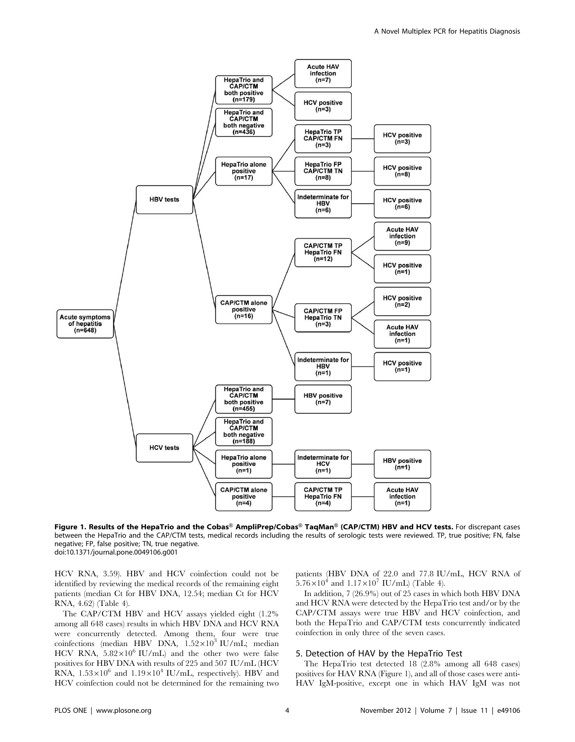**Figure 1. Results of the HepaTrio and the Cobas® AmpliPrep/Cobas® TaqMan® (CAP/CTM) HBV and HCV tests.** For discrepant cases between the HepaTrio and the CAP/CTM tests, medical records including the results of serologic tests were reviewed. TP, true positive; FN, false negative; FP, false positive; TN, true negative.
doi:10.1371/journal.pone.0049106.g001

HCV RNA, 3.59). HBV and HCV coinfection could not be identified by reviewing the medical records of the remaining eight patients (median Ct for HBV DNA, 12.54; median Ct for HCV RNA, 4.62) (Table 4).

The CAP/CTM HBV and HCV assays yielded eight (1.2% among all 648 cases) results in which HBV DNA and HCV RNA were concurrently detected. Among them, four were true coinfections (median HBV DNA, $1.52\times10^3$ IU/mL; median HCV RNA, $5.82\times10^6$ IU/mL) and the other two were false positives for HBV DNA with results of 225 and 507 IU/mL (HCV RNA, $1.53\times10^6$ and $1.19\times10^4$ IU/mL, respectively). HBV and HCV coinfection could not be determined for the remaining two patients (HBV DNA of 22.0 and 77.8 IU/mL, HCV RNA of $5.76\times10^4$ and $1.17\times10^7$ IU/mL) (Table 4).

In addition, 7 (26.9%) out of 25 cases in which both HBV DNA and HCV RNA were detected by the HepaTrio test and/or by the CAP/CTM assays were true HBV and HCV coinfection, and both the HepaTrio and CAP/CTM tests concurrently indicated coinfection in only three of the seven cases.

### 5. Detection of HAV by the HepaTrio Test

The HepaTrio test detected 18 (2.8% among all 648 cases) positives for HAV RNA (Figure 1), and all of those cases were anti-HAV IgM-positive, except one in which HAV IgM was not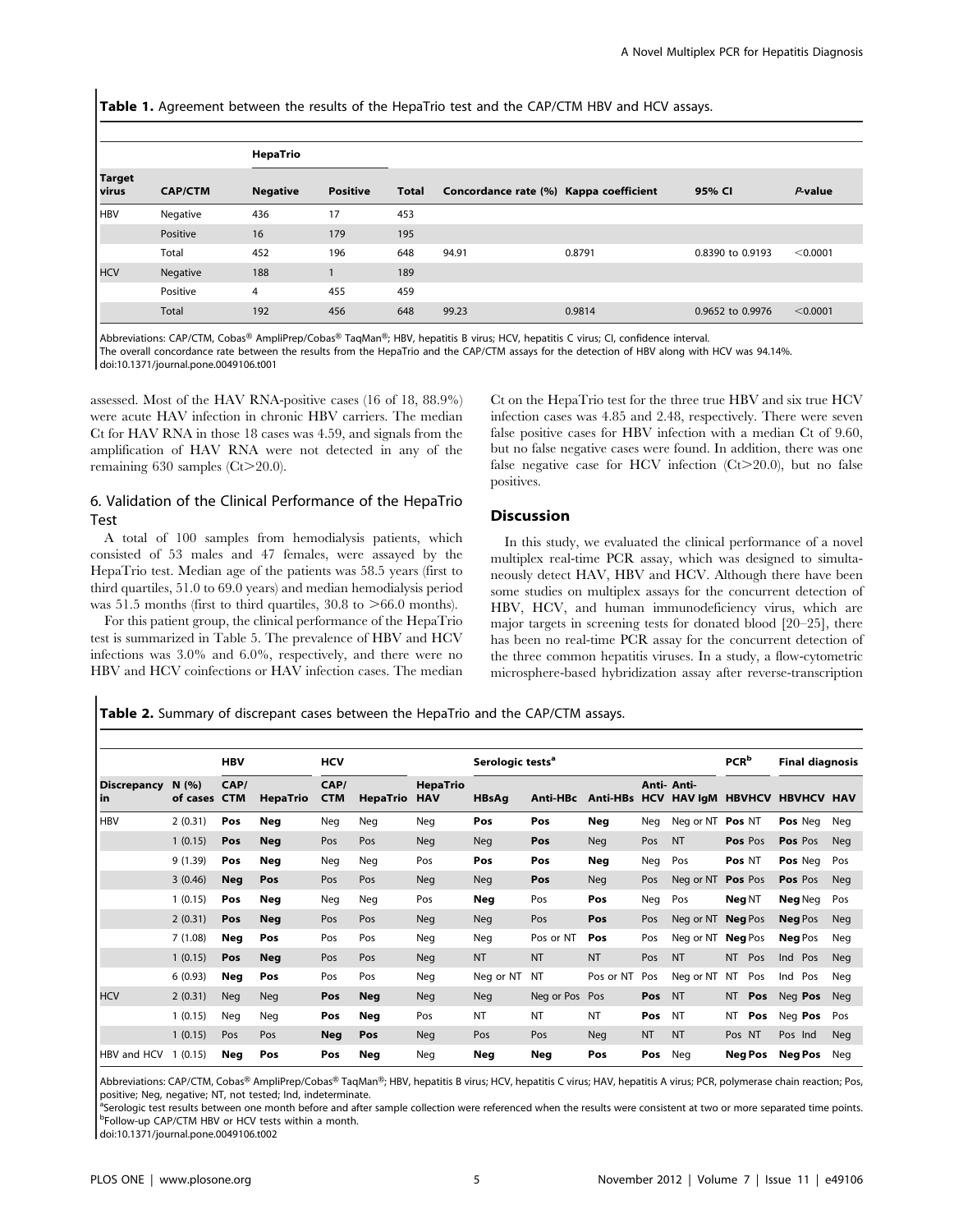**Table 1.** Agreement between the results of the HepaTrio test and the CAP/CTM HBV and HCV assays.

| Target virus | CAP/CTM | HepaTrio | | Total | Concordance rate (%) | Kappa coefficient | 95% CI | *P*-value |
|---|---|---|---|---|---|---|---|---|
| | | Negative | Positive | | | | | |
| HBV | Negative | 436 | 17 | 453 | | | | |
| | Positive | 16 | 179 | 195 | | | | |
| | Total | 452 | 196 | 648 | 94.91 | 0.8791 | 0.8390 to 0.9193 | <0.0001 |
| HCV | Negative | 188 | 1 | 189 | | | | |
| | Positive | 4 | 455 | 459 | | | | |
| | Total | 192 | 456 | 648 | 99.23 | 0.9814 | 0.9652 to 0.9976 | <0.0001 |

Abbreviations: CAP/CTM, Cobas® AmpliPrep/Cobas® TaqMan®; HBV, hepatitis B virus; HCV, hepatitis C virus; CI, confidence interval.
The overall concordance rate between the results from the HepaTrio and the CAP/CTM assays for the detection of HBV along with HCV was 94.14%.
doi:10.1371/journal.pone.0049106.t001

assessed. Most of the HAV RNA-positive cases (16 of 18, 88.9%) were acute HAV infection in chronic HBV carriers. The median Ct for HAV RNA in those 18 cases was 4.59, and signals from the amplification of HAV RNA were not detected in any of the remaining 630 samples (Ct>20.0).

## 6. Validation of the Clinical Performance of the HepaTrio Test

A total of 100 samples from hemodialysis patients, which consisted of 53 males and 47 females, were assayed by the HepaTrio test. Median age of the patients was 58.5 years (first to third quartiles, 51.0 to 69.0 years) and median hemodialysis period was 51.5 months (first to third quartiles, 30.8 to >66.0 months).

For this patient group, the clinical performance of the HepaTrio test is summarized in Table 5. The prevalence of HBV and HCV infections was 3.0% and 6.0%, respectively, and there were no HBV and HCV coinfections or HAV infection cases. The median Ct on the HepaTrio test for the three true HBV and six true HCV infection cases was 4.85 and 2.48, respectively. There were seven false positive cases for HBV infection with a median Ct of 9.60, but no false negative cases were found. In addition, there was one false negative case for HCV infection (Ct>20.0), but no false positives.

## Discussion

In this study, we evaluated the clinical performance of a novel multiplex real-time PCR assay, which was designed to simultaneously detect HAV, HBV and HCV. Although there have been some studies on multiplex assays for the concurrent detection of HBV, HCV, and human immunodeficiency virus, which are major targets in screening tests for donated blood [20–25], there has been no real-time PCR assay for the concurrent detection of the three common hepatitis viruses. In a study, a flow-cytometric microsphere-based hybridization assay after reverse-transcription

**Table 2.** Summary of discrepant cases between the HepaTrio and the CAP/CTM assays.

| Discrepancy in | N (%) of cases | HBV | | HCV | | HepaTrio HAV | Serologic tests[a] | | | | | PCR[b] | | Final diagnosis | | |
|---|---|---|---|---|---|---|---|---|---|---|---|---|---|---|---|---|
| | | CAP/CTM | HepaTrio | CAP/CTM | HepaTrio | | HBsAg | Anti-HBc | Anti-HBs | Anti-HCV | Anti-HAV IgM | HBV | HCV | HBV | HCV | HAV |
| HBV | 2 (0.31) | **Pos** | **Neg** | Neg | Neg | Neg | **Pos** | **Pos** | **Neg** | Neg | Neg or NT | **Pos** | NT | **Pos** | Neg | Neg |
| | 1 (0.15) | **Pos** | **Neg** | Pos | Pos | Neg | Neg | **Pos** | Neg | Pos | NT | **Pos** | Pos | **Pos** | Pos | Neg |
| | 9 (1.39) | **Pos** | **Neg** | Neg | Neg | Pos | **Pos** | **Pos** | **Neg** | Neg | Pos | **Pos** | NT | **Pos** | Neg | Pos |
| | 3 (0.46) | **Neg** | **Pos** | Pos | Pos | Neg | Neg | **Pos** | Neg | Pos | Neg or NT | **Pos** | Pos | **Pos** | Pos | Neg |
| | 1 (0.15) | **Pos** | **Neg** | Neg | Neg | Pos | **Neg** | Pos | **Pos** | Neg | Pos | **Neg** | NT | **Neg** | Neg | Pos |
| | 2 (0.31) | **Pos** | **Neg** | Pos | Pos | Neg | Neg | Pos | **Pos** | Pos | Neg or NT | **Neg** | Pos | **Neg** | Pos | Neg |
| | 7 (1.08) | **Neg** | **Pos** | Pos | Pos | Neg | Neg | Pos or NT | **Pos** | Pos | Neg or NT | **Neg** | Pos | **Neg** | Pos | Neg |
| | 1 (0.15) | **Pos** | **Neg** | Pos | Pos | Neg | NT | NT | NT | Pos | NT | NT | Pos | Ind | Pos | Neg |
| | 6 (0.93) | **Neg** | **Pos** | Pos | Pos | Neg | Neg or NT | NT | Pos or NT | Pos | Neg or NT | NT | Pos | Ind | Pos | Neg |
| HCV | 2 (0.31) | Neg | Neg | **Pos** | **Neg** | Neg | Neg | Neg or Pos | Pos | **Pos** | NT | NT | **Pos** | Neg | **Pos** | Neg |
| | 1 (0.15) | Neg | Neg | **Pos** | **Neg** | Pos | NT | NT | NT | **Pos** | NT | NT | **Pos** | Neg | **Pos** | Pos |
| | 1 (0.15) | Pos | Pos | **Neg** | **Pos** | Neg | Pos | Pos | Neg | NT | NT | Pos | NT | Pos | Ind | Neg |
| HBV and HCV | 1 (0.15) | **Neg** | **Pos** | **Pos** | **Neg** | Neg | **Neg** | **Neg** | **Pos** | **Pos** | Neg | **Neg** | **Pos** | **Neg** | **Pos** | Neg |

Abbreviations: CAP/CTM, Cobas® AmpliPrep/Cobas® TaqMan®; HBV, hepatitis B virus; HCV, hepatitis C virus; HAV, hepatitis A virus; PCR, polymerase chain reaction; Pos, positive; Neg, negative; NT, not tested; Ind, indeterminate.
[a]Serologic test results between one month before and after sample collection were referenced when the results were consistent at two or more separated time points.
[b]Follow-up CAP/CTM HBV or HCV tests within a month.
doi:10.1371/journal.pone.0049106.t002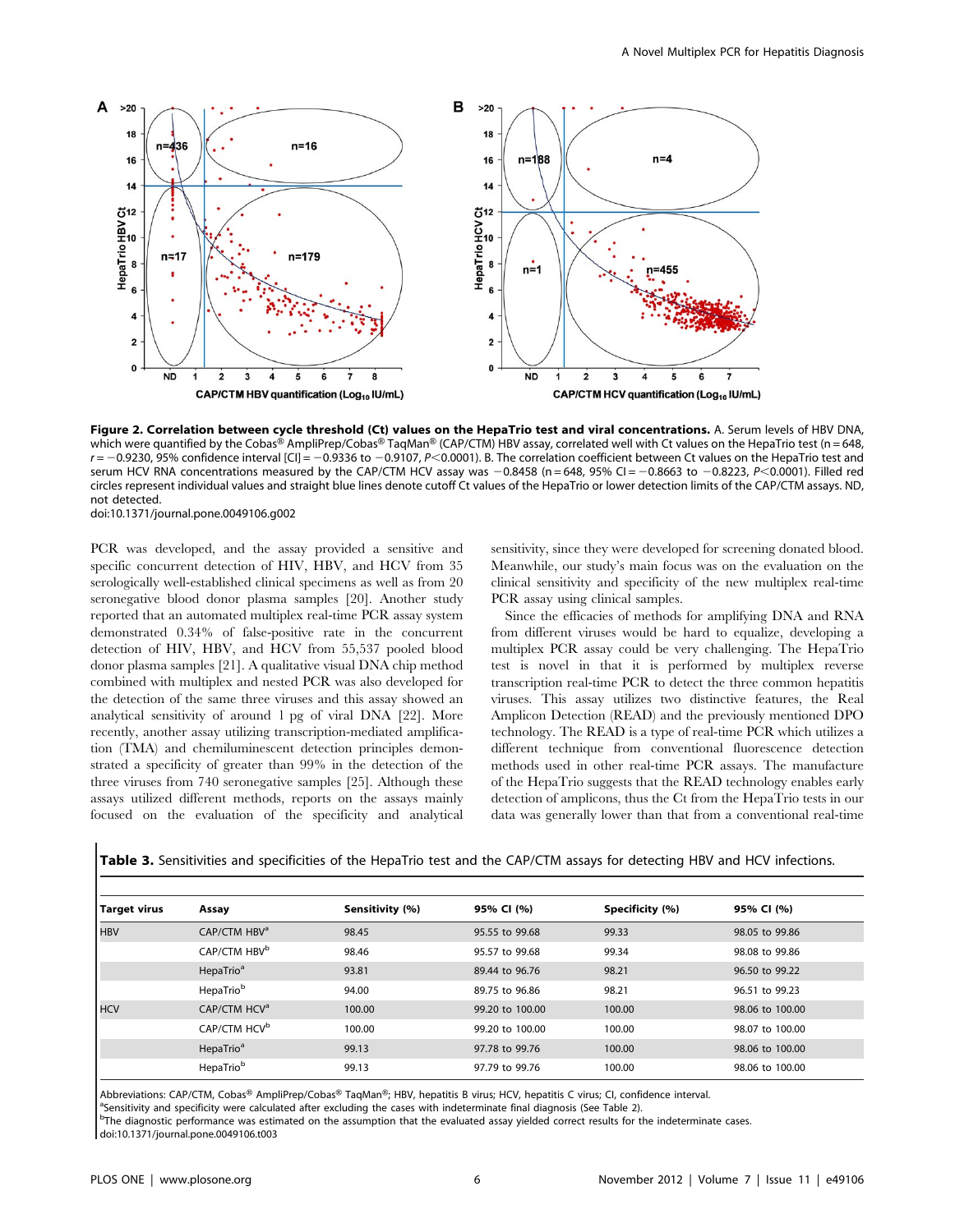**Figure 2. Correlation between cycle threshold (Ct) values on the HepaTrio test and viral concentrations.** A. Serum levels of HBV DNA, which were quantified by the Cobas® AmpliPrep/Cobas® TaqMan® (CAP/CTM) HBV assay, correlated well with Ct values on the HepaTrio test (n = 648, $r = -0.9230$, 95% confidence interval [CI] = $-0.9336$ to $-0.9107$, $P<0.0001$). B. The correlation coefficient between Ct values on the HepaTrio test and serum HCV RNA concentrations measured by the CAP/CTM HCV assay was $-0.8458$ (n = 648, 95% CI = $-0.8663$ to $-0.8223$, $P<0.0001$). Filled red circles represent individual values and straight blue lines denote cutoff Ct values of the HepaTrio or lower detection limits of the CAP/CTM assays. ND, not detected.
doi:10.1371/journal.pone.0049106.g002

PCR was developed, and the assay provided a sensitive and specific concurrent detection of HIV, HBV, and HCV from 35 serologically well-established clinical specimens as well as from 20 seronegative blood donor plasma samples [20]. Another study reported that an automated multiplex real-time PCR assay system demonstrated 0.34% of false-positive rate in the concurrent detection of HIV, HBV, and HCV from 55,537 pooled blood donor plasma samples [21]. A qualitative visual DNA chip method combined with multiplex and nested PCR was also developed for the detection of the same three viruses and this assay showed an analytical sensitivity of around 1 pg of viral DNA [22]. More recently, another assay utilizing transcription-mediated amplification (TMA) and chemiluminescent detection principles demonstrated a specificity of greater than 99% in the detection of the three viruses from 740 seronegative samples [25]. Although these assays utilized different methods, reports on the assays mainly focused on the evaluation of the specificity and analytical sensitivity, since they were developed for screening donated blood. Meanwhile, our study's main focus was on the evaluation on the clinical sensitivity and specificity of the new multiplex real-time PCR assay using clinical samples.

Since the efficacies of methods for amplifying DNA and RNA from different viruses would be hard to equalize, developing a multiplex PCR assay could be very challenging. The HepaTrio test is novel in that it is performed by multiplex reverse transcription real-time PCR to detect the three common hepatitis viruses. This assay utilizes two distinctive features, the Real Amplicon Detection (READ) and the previously mentioned DPO technology. The READ is a type of real-time PCR which utilizes a different technique from conventional fluorescence detection methods used in other real-time PCR assays. The manufacture of the HepaTrio suggests that the READ technology enables early detection of amplicons, thus the Ct from the HepaTrio tests in our data was generally lower than that from a conventional real-time

**Table 3.** Sensitivities and specificities of the HepaTrio test and the CAP/CTM assays for detecting HBV and HCV infections.

| Target virus | Assay | Sensitivity (%) | 95% CI (%) | Specificity (%) | 95% CI (%) |
|---|---|---|---|---|---|
| HBV | CAP/CTM HBV[a] | 98.45 | 95.55 to 99.68 | 99.33 | 98.05 to 99.86 |
| | CAP/CTM HBV[b] | 98.46 | 95.57 to 99.68 | 99.34 | 98.08 to 99.86 |
| | HepaTrio[a] | 93.81 | 89.44 to 96.76 | 98.21 | 96.50 to 99.22 |
| | HepaTrio[b] | 94.00 | 89.75 to 96.86 | 98.21 | 96.51 to 99.23 |
| HCV | CAP/CTM HCV[a] | 100.00 | 99.20 to 100.00 | 100.00 | 98.06 to 100.00 |
| | CAP/CTM HCV[b] | 100.00 | 99.20 to 100.00 | 100.00 | 98.07 to 100.00 |
| | HepaTrio[a] | 99.13 | 97.78 to 99.76 | 100.00 | 98.06 to 100.00 |
| | HepaTrio[b] | 99.13 | 97.79 to 99.76 | 100.00 | 98.06 to 100.00 |

Abbreviations: CAP/CTM, Cobas® AmpliPrep/Cobas® TaqMan®; HBV, hepatitis B virus; HCV, hepatitis C virus; CI, confidence interval.
[a]Sensitivity and specificity were calculated after excluding the cases with indeterminate final diagnosis (See Table 2).
[b]The diagnostic performance was estimated on the assumption that the evaluated assay yielded correct results for the indeterminate cases.
doi:10.1371/journal.pone.0049106.t003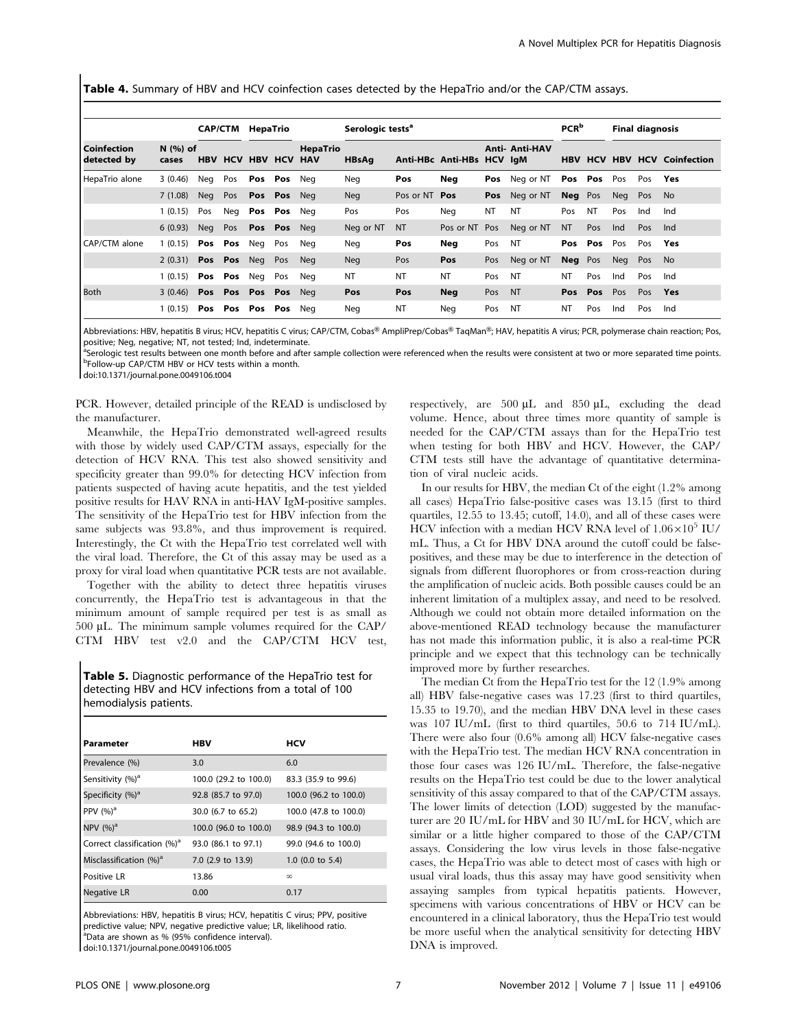**Table 4.** Summary of HBV and HCV coinfection cases detected by the HepaTrio and/or the CAP/CTM assays.

| | | CAP/CTM | | HepaTrio | | | Serologic tests[a] | | | | | PCR[b] | | Final diagnosis | | |
|---|---|---|---|---|---|---|---|---|---|---|---|---|---|---|---|---|
| **Coinfection detected by** | **N (%) of cases** | **HBV** | **HCV** | **HBV** | **HCV** | **HepaTrio HAV** | **HBsAg** | **Anti-HBc** | **Anti-HBs** | **Anti-HCV** | **Anti-HAV IgM** | **HBV** | **HCV** | **HBV** | **HCV** | **Coinfection** |
| HepaTrio alone | 3 (0.46) | Neg | Pos | **Pos** | **Pos** | Neg | Neg | **Pos** | **Neg** | **Pos** | Neg or NT | **Pos** | **Pos** | Pos | Pos | **Yes** |
| | 7 (1.08) | Neg | Pos | **Pos** | **Pos** | Neg | Neg | Pos or NT | **Pos** | **Pos** | Neg or NT | **Neg** | Pos | Neg | Pos | No |
| | 1 (0.15) | Pos | Neg | **Pos** | **Pos** | Neg | Pos | Pos | Neg | NT | NT | Pos | NT | Pos | Ind | Ind |
| | 6 (0.93) | Neg | Pos | **Pos** | **Pos** | Neg | Neg or NT | NT | Pos or NT | Pos | Neg or NT | NT | Pos | Ind | Pos | Ind |
| CAP/CTM alone | 1 (0.15) | **Pos** | **Pos** | Neg | Pos | Neg | Neg | **Pos** | **Neg** | Pos | NT | **Pos** | **Pos** | Pos | Pos | **Yes** |
| | 2 (0.31) | **Pos** | **Pos** | Neg | Pos | Neg | Neg | Pos | **Pos** | Pos | Neg or NT | **Neg** | Pos | Neg | Pos | No |
| | 1 (0.15) | **Pos** | **Pos** | Neg | Pos | Neg | NT | NT | NT | Pos | NT | NT | Pos | Ind | Pos | Ind |
| Both | 3 (0.46) | **Pos** | **Pos** | **Pos** | **Pos** | Neg | **Pos** | **Pos** | **Neg** | Pos | NT | **Pos** | **Pos** | Pos | Pos | **Yes** |
| | 1 (0.15) | **Pos** | **Pos** | **Pos** | **Pos** | Neg | Neg | NT | Neg | Pos | NT | NT | Pos | Ind | Pos | Ind |

Abbreviations: HBV, hepatitis B virus; HCV, hepatitis C virus; CAP/CTM, Cobas® AmpliPrep/Cobas® TaqMan®; HAV, hepatitis A virus; PCR, polymerase chain reaction; Pos, positive; Neg, negative; NT, not tested; Ind, indeterminate.
[a]Serologic test results between one month before and after sample collection were referenced when the results were consistent at two or more separated time points.
[b]Follow-up CAP/CTM HBV or HCV tests within a month.
doi:10.1371/journal.pone.0049106.t004

PCR. However, detailed principle of the READ is undisclosed by the manufacturer.

Meanwhile, the HepaTrio demonstrated well-agreed results with those by widely used CAP/CTM assays, especially for the detection of HCV RNA. This test also showed sensitivity and specificity greater than 99.0% for detecting HCV infection from patients suspected of having acute hepatitis, and the test yielded positive results for HAV RNA in anti-HAV IgM-positive samples. The sensitivity of the HepaTrio test for HBV infection from the same subjects was 93.8%, and thus improvement is required. Interestingly, the Ct with the HepaTrio test correlated well with the viral load. Therefore, the Ct of this assay may be used as a proxy for viral load when quantitative PCR tests are not available.

Together with the ability to detect three hepatitis viruses concurrently, the HepaTrio test is advantageous in that the minimum amount of sample required per test is as small as 500 µL. The minimum sample volumes required for the CAP/CTM HBV test v2.0 and the CAP/CTM HCV test, respectively, are 500 µL and 850 µL, excluding the dead volume. Hence, about three times more quantity of sample is needed for the CAP/CTM assays than for the HepaTrio test when testing for both HBV and HCV. However, the CAP/CTM tests still have the advantage of quantitative determination of viral nucleic acids.

**Table 5.** Diagnostic performance of the HepaTrio test for detecting HBV and HCV infections from a total of 100 hemodialysis patients.

| Parameter | HBV | HCV |
|---|---|---|
| Prevalence (%) | 3.0 | 6.0 |
| Sensitivity (%)[a] | 100.0 (29.2 to 100.0) | 83.3 (35.9 to 99.6) |
| Specificity (%)[a] | 92.8 (85.7 to 97.0) | 100.0 (96.2 to 100.0) |
| PPV (%)[a] | 30.0 (6.7 to 65.2) | 100.0 (47.8 to 100.0) |
| NPV (%)[a] | 100.0 (96.0 to 100.0) | 98.9 (94.3 to 100.0) |
| Correct classification (%)[a] | 93.0 (86.1 to 97.1) | 99.0 (94.6 to 100.0) |
| Misclassification (%)[a] | 7.0 (2.9 to 13.9) | 1.0 (0.0 to 5.4) |
| Positive LR | 13.86 | $\infty$ |
| Negative LR | 0.00 | 0.17 |

Abbreviations: HBV, hepatitis B virus; HCV, hepatitis C virus; PPV, positive predictive value; NPV, negative predictive value; LR, likelihood ratio.
[a]Data are shown as % (95% confidence interval).
doi:10.1371/journal.pone.0049106.t005

In our results for HBV, the median Ct of the eight (1.2% among all cases) HepaTrio false-positive cases was 13.15 (first to third quartiles, 12.55 to 13.45; cutoff, 14.0), and all of these cases were HCV infection with a median HCV RNA level of $1.06\times10^5$ IU/mL. Thus, a Ct for HBV DNA around the cutoff could be false-positives, and these may be due to interference in the detection of signals from different fluorophores or from cross-reaction during the amplification of nucleic acids. Both possible causes could be an inherent limitation of a multiplex assay, and need to be resolved. Although we could not obtain more detailed information on the above-mentioned READ technology because the manufacturer has not made this information public, it is also a real-time PCR principle and we expect that this technology can be technically improved more by further researches.

The median Ct from the HepaTrio test for the 12 (1.9% among all) HBV false-negative cases was 17.23 (first to third quartiles, 15.35 to 19.70), and the median HBV DNA level in these cases was 107 IU/mL (first to third quartiles, 50.6 to 714 IU/mL). There were also four (0.6% among all) HCV false-negative cases with the HepaTrio test. The median HCV RNA concentration in those four cases was 126 IU/mL. Therefore, the false-negative results on the HepaTrio test could be due to the lower analytical sensitivity of this assay compared to that of the CAP/CTM assays. The lower limits of detection (LOD) suggested by the manufacturer are 20 IU/mL for HBV and 30 IU/mL for HCV, which are similar or a little higher compared to those of the CAP/CTM assays. Considering the low virus levels in those false-negative cases, the HepaTrio was able to detect most of cases with high or usual viral loads, thus this assay may have good sensitivity when assaying samples from typical hepatitis patients. However, specimens with various concentrations of HBV or HCV can be encountered in a clinical laboratory, thus the HepaTrio test would be more useful when the analytical sensitivity for detecting HBV DNA is improved.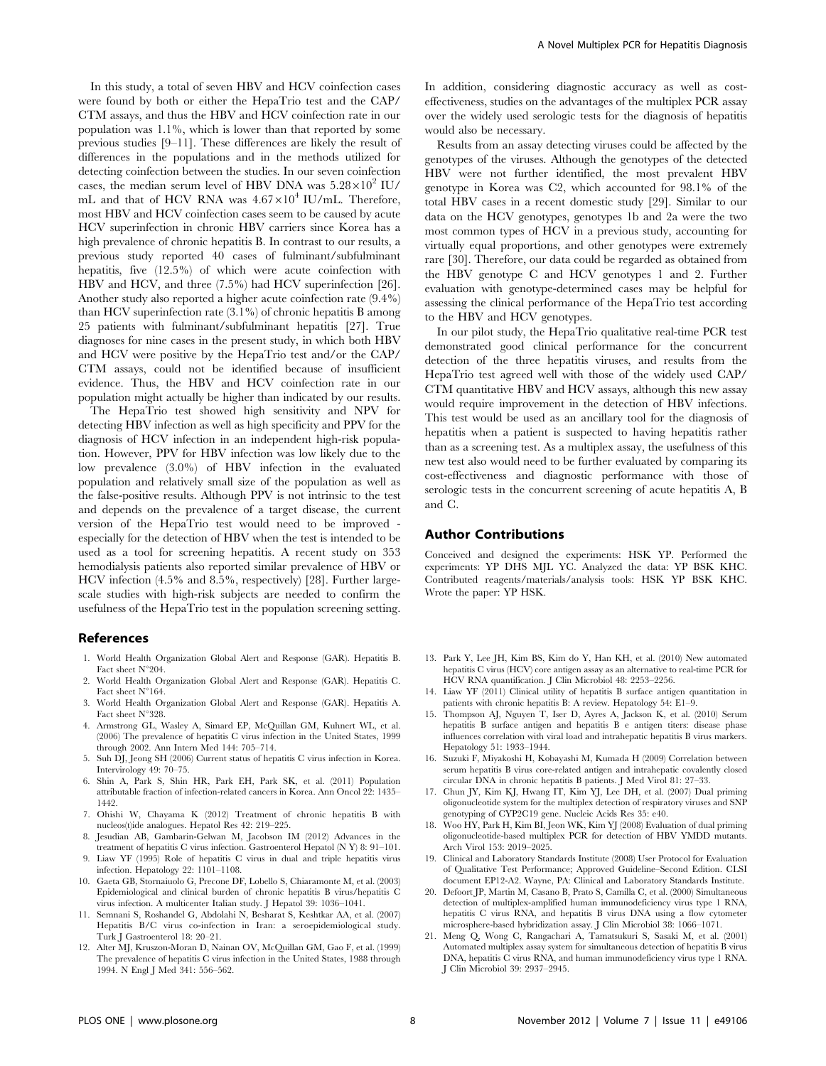In this study, a total of seven HBV and HCV coinfection cases were found by both or either the HepaTrio test and the CAP/CTM assays, and thus the HBV and HCV coinfection rate in our population was 1.1%, which is lower than that reported by some previous studies [9–11]. These differences are likely the result of differences in the populations and in the methods utilized for detecting coinfection between the studies. In our seven coinfection cases, the median serum level of HBV DNA was $5.28\times10^{2}$ IU/mL and that of HCV RNA was $4.67\times10^{4}$ IU/mL. Therefore, most HBV and HCV coinfection cases seem to be caused by acute HCV superinfection in chronic HBV carriers since Korea has a high prevalence of chronic hepatitis B. In contrast to our results, a previous study reported 40 cases of fulminant/subfulminant hepatitis, five (12.5%) of which were acute coinfection with HBV and HCV, and three (7.5%) had HCV superinfection [26]. Another study also reported a higher acute coinfection rate (9.4%) than HCV superinfection rate (3.1%) of chronic hepatitis B among 25 patients with fulminant/subfulminant hepatitis [27]. True diagnoses for nine cases in the present study, in which both HBV and HCV were positive by the HepaTrio test and/or the CAP/CTM assays, could not be identified because of insufficient evidence. Thus, the HBV and HCV coinfection rate in our population might actually be higher than indicated by our results.

The HepaTrio test showed high sensitivity and NPV for detecting HBV infection as well as high specificity and PPV for the diagnosis of HCV infection in an independent high-risk population. However, PPV for HBV infection was low likely due to the low prevalence (3.0%) of HBV infection in the evaluated population and relatively small size of the population as well as the false-positive results. Although PPV is not intrinsic to the test and depends on the prevalence of a target disease, the current version of the HepaTrio test would need to be improved - especially for the detection of HBV when the test is intended to be used as a tool for screening hepatitis. A recent study on 353 hemodialysis patients also reported similar prevalence of HBV or HCV infection (4.5% and 8.5%, respectively) [28]. Further large-scale studies with high-risk subjects are needed to confirm the usefulness of the HepaTrio test in the population screening setting. In addition, considering diagnostic accuracy as well as cost-effectiveness, studies on the advantages of the multiplex PCR assay over the widely used serologic tests for the diagnosis of hepatitis would also be necessary.

Results from an assay detecting viruses could be affected by the genotypes of the viruses. Although the genotypes of the detected HBV were not further identified, the most prevalent HBV genotype in Korea was C2, which accounted for 98.1% of the total HBV cases in a recent domestic study [29]. Similar to our data on the HCV genotypes, genotypes 1b and 2a were the two most common types of HCV in a previous study, accounting for virtually equal proportions, and other genotypes were extremely rare [30]. Therefore, our data could be regarded as obtained from the HBV genotype C and HCV genotypes 1 and 2. Further evaluation with genotype-determined cases may be helpful for assessing the clinical performance of the HepaTrio test according to the HBV and HCV genotypes.

In our pilot study, the HepaTrio qualitative real-time PCR test demonstrated good clinical performance for the concurrent detection of the three hepatitis viruses, and results from the HepaTrio test agreed well with those of the widely used CAP/CTM quantitative HBV and HCV assays, although this new assay would require improvement in the detection of HBV infections. This test would be used as an ancillary tool for the diagnosis of hepatitis when a patient is suspected to having hepatitis rather than as a screening test. As a multiplex assay, the usefulness of this new test also would need to be further evaluated by comparing its cost-effectiveness and diagnostic performance with those of serologic tests in the concurrent screening of acute hepatitis A, B and C.

## Author Contributions

Conceived and designed the experiments: HSK YP. Performed the experiments: YP DHS MJL YC. Analyzed the data: YP BSK KHC. Contributed reagents/materials/analysis tools: HSK YP BSK KHC. Wrote the paper: YP HSK.

## References

1. World Health Organization Global Alert and Response (GAR). Hepatitis B. Fact sheet N°204.
2. World Health Organization Global Alert and Response (GAR). Hepatitis C. Fact sheet N°164.
3. World Health Organization Global Alert and Response (GAR). Hepatitis A. Fact sheet N°328.
4. Armstrong GL, Wasley A, Simard EP, McQuillan GM, Kuhnert WL, et al. (2006) The prevalence of hepatitis C virus infection in the United States, 1999 through 2002. Ann Intern Med 144: 705–714.
5. Suh DJ, Jeong SH (2006) Current status of hepatitis C virus infection in Korea. Intervirology 49: 70–75.
6. Shin A, Park S, Shin HR, Park EH, Park SK, et al. (2011) Population attributable fraction of infection-related cancers in Korea. Ann Oncol 22: 1435–1442.
7. Ohishi W, Chayama K (2012) Treatment of chronic hepatitis B with nucleos(t)ide analogues. Hepatol Res 42: 219–225.
8. Jesudian AB, Gambarin-Gelwan M, Jacobson IM (2012) Advances in the treatment of hepatitis C virus infection. Gastroenterol Hepatol (N Y) 8: 91–101.
9. Liaw YF (1995) Role of hepatitis C virus in dual and triple hepatitis virus infection. Hepatology 22: 1101–1108.
10. Gaeta GB, Stornaiuolo G, Precone DF, Lobello S, Chiaramonte M, et al. (2003) Epidemiological and clinical burden of chronic hepatitis B virus/hepatitis C virus infection. A multicenter Italian study. J Hepatol 39: 1036–1041.
11. Semnani S, Roshandel G, Abdolahi N, Besharat S, Keshtkar AA, et al. (2007) Hepatitis B/C virus co-infection in Iran: a seroepidemiological study. Turk J Gastroenterol 18: 20–21.
12. Alter MJ, Kruszon-Moran D, Nainan OV, McQuillan GM, Gao F, et al. (1999) The prevalence of hepatitis C virus infection in the United States, 1988 through 1994. N Engl J Med 341: 556–562.
13. Park Y, Lee JH, Kim BS, Kim do Y, Han KH, et al. (2010) New automated hepatitis C virus (HCV) core antigen assay as an alternative to real-time PCR for HCV RNA quantification. J Clin Microbiol 48: 2253–2256.
14. Liaw YF (2011) Clinical utility of hepatitis B surface antigen quantitation in patients with chronic hepatitis B: A review. Hepatology 54: E1–9.
15. Thompson AJ, Nguyen T, Iser D, Ayres A, Jackson K, et al. (2010) Serum hepatitis B surface antigen and hepatitis B e antigen titers: disease phase influences correlation with viral load and intrahepatic hepatitis B virus markers. Hepatology 51: 1933–1944.
16. Suzuki F, Miyakoshi H, Kobayashi M, Kumada H (2009) Correlation between serum hepatitis B virus core-related antigen and intrahepatic covalently closed circular DNA in chronic hepatitis B patients. J Med Virol 81: 27–33.
17. Chun JY, Kim KJ, Hwang IT, Kim YJ, Lee DH, et al. (2007) Dual priming oligonucleotide system for the multiplex detection of respiratory viruses and SNP genotyping of CYP2C19 gene. Nucleic Acids Res 35: e40.
18. Woo HY, Park H, Kim BI, Jeon WK, Kim YJ (2008) Evaluation of dual priming oligonucleotide-based multiplex PCR for detection of HBV YMDD mutants. Arch Virol 153: 2019–2025.
19. Clinical and Laboratory Standards Institute (2008) User Protocol for Evaluation of Qualitative Test Performance; Approved Guideline–Second Edition. CLSI document EP12-A2. Wayne, PA: Clinical and Laboratory Standards Institute.
20. Defoort JP, Martin M, Casano B, Prato S, Camilla C, et al. (2000) Simultaneous detection of multiplex-amplified human immunodeficiency virus type 1 RNA, hepatitis C virus RNA, and hepatitis B virus DNA using a flow cytometer microsphere-based hybridization assay. J Clin Microbiol 38: 1066–1071.
21. Meng Q, Wong C, Rangachari A, Tamatsukuri S, Sasaki M, et al. (2001) Automated multiplex assay system for simultaneous detection of hepatitis B virus DNA, hepatitis C virus RNA, and human immunodeficiency virus type 1 RNA. J Clin Microbiol 39: 2937–2945.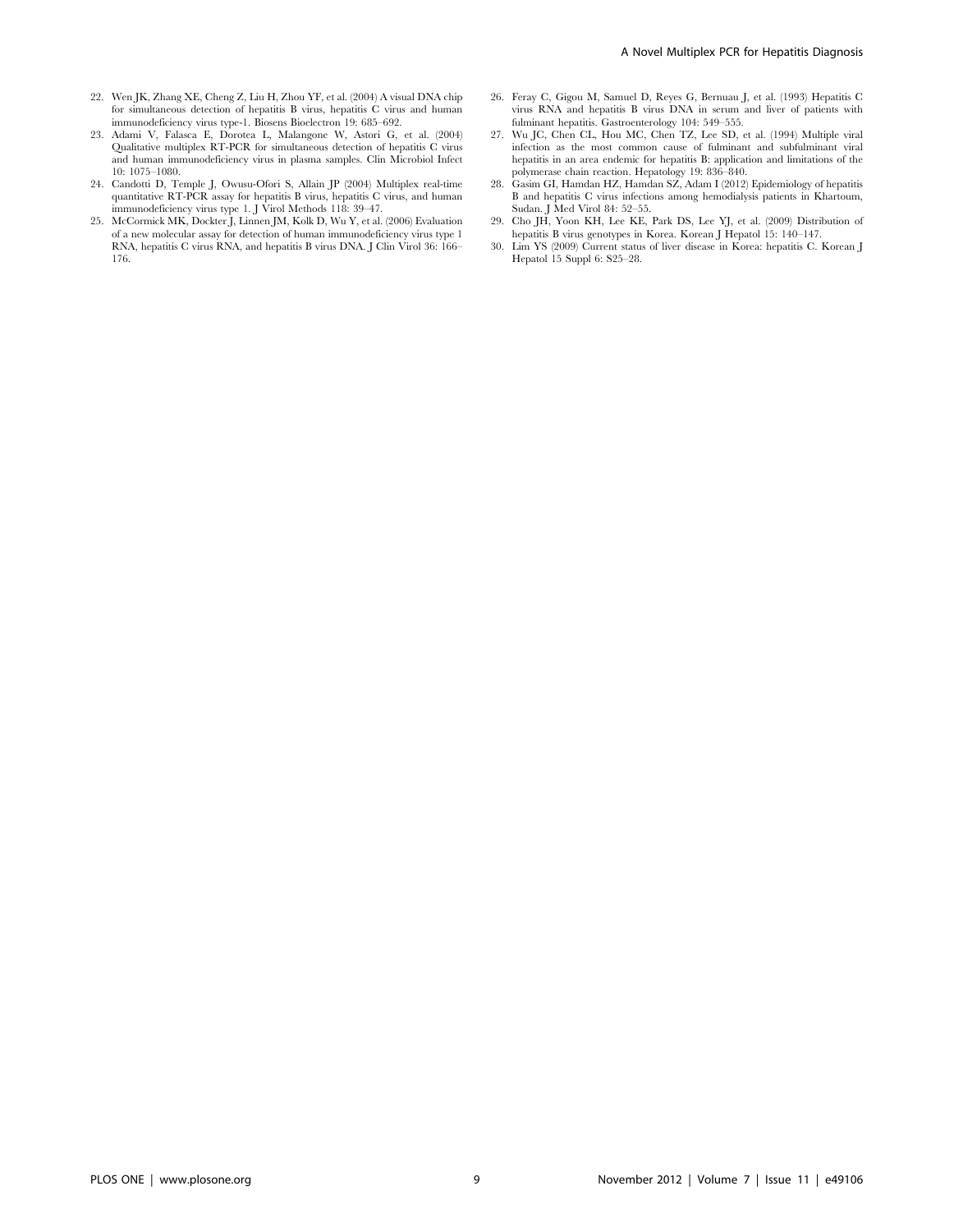22. Wen JK, Zhang XE, Cheng Z, Liu H, Zhou YF, et al. (2004) A visual DNA chip for simultaneous detection of hepatitis B virus, hepatitis C virus and human immunodeficiency virus type-1. Biosens Bioelectron 19: 685–692.
23. Adami V, Falasca E, Dorotea L, Malangone W, Astori G, et al. (2004) Qualitative multiplex RT-PCR for simultaneous detection of hepatitis C virus and human immunodeficiency virus in plasma samples. Clin Microbiol Infect 10: 1075–1080.
24. Candotti D, Temple J, Owusu-Ofori S, Allain JP (2004) Multiplex real-time quantitative RT-PCR assay for hepatitis B virus, hepatitis C virus, and human immunodeficiency virus type 1. J Virol Methods 118: 39–47.
25. McCormick MK, Dockter J, Linnen JM, Kolk D, Wu Y, et al. (2006) Evaluation of a new molecular assay for detection of human immunodeficiency virus type 1 RNA, hepatitis C virus RNA, and hepatitis B virus DNA. J Clin Virol 36: 166–176.
26. Feray C, Gigou M, Samuel D, Reyes G, Bernuau J, et al. (1993) Hepatitis C virus RNA and hepatitis B virus DNA in serum and liver of patients with fulminant hepatitis. Gastroenterology 104: 549–555.
27. Wu JC, Chen CL, Hou MC, Chen TZ, Lee SD, et al. (1994) Multiple viral infection as the most common cause of fulminant and subfulminant viral hepatitis in an area endemic for hepatitis B: application and limitations of the polymerase chain reaction. Hepatology 19: 836–840.
28. Gasim GI, Hamdan HZ, Hamdan SZ, Adam I (2012) Epidemiology of hepatitis B and hepatitis C virus infections among hemodialysis patients in Khartoum, Sudan. J Med Virol 84: 52–55.
29. Cho JH, Yoon KH, Lee KE, Park DS, Lee YJ, et al. (2009) Distribution of hepatitis B virus genotypes in Korea. Korean J Hepatol 15: 140–147.
30. Lim YS (2009) Current status of liver disease in Korea: hepatitis C. Korean J Hepatol 15 Suppl 6: S25–28.